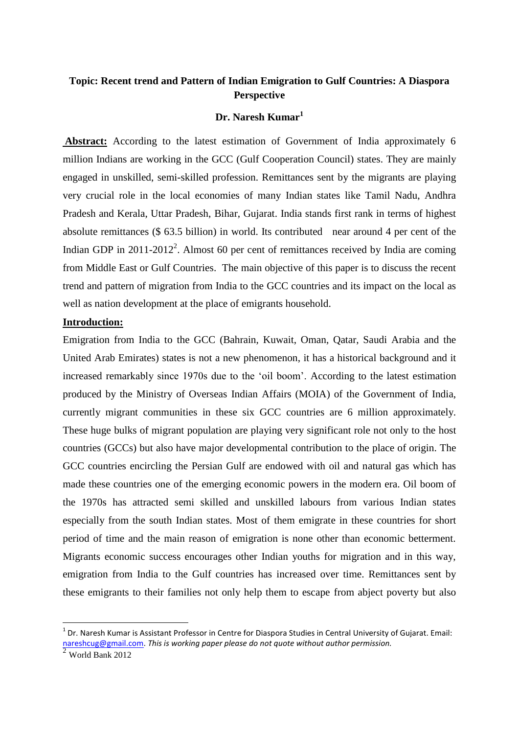# Topic: Recent trend and Pattern of Indian Emigration to Gulf Countries: A Diaspora Perspective

**Dr. Naresh Kumar**[1]

**Abstract:** According to the latest estimation of Government of India approximately 6 million Indians are working in the GCC (Gulf Cooperation Council) states. They are mainly engaged in unskilled, semi-skilled profession. Remittances sent by the migrants are playing very crucial role in the local economies of many Indian states like Tamil Nadu, Andhra Pradesh and Kerala, Uttar Pradesh, Bihar, Gujarat. India stands first rank in terms of highest absolute remittances ($ 63.5 billion) in world. Its contributed near around 4 per cent of the Indian GDP in 2011-2012[2]. Almost 60 per cent of remittances received by India are coming from Middle East or Gulf Countries. The main objective of this paper is to discuss the recent trend and pattern of migration from India to the GCC countries and its impact on the local as well as nation development at the place of emigrants household.

## Introduction:

Emigration from India to the GCC (Bahrain, Kuwait, Oman, Qatar, Saudi Arabia and the United Arab Emirates) states is not a new phenomenon, it has a historical background and it increased remarkably since 1970s due to the 'oil boom'. According to the latest estimation produced by the Ministry of Overseas Indian Affairs (MOIA) of the Government of India, currently migrant communities in these six GCC countries are 6 million approximately. These huge bulks of migrant population are playing very significant role not only to the host countries (GCCs) but also have major developmental contribution to the place of origin. The GCC countries encircling the Persian Gulf are endowed with oil and natural gas which has made these countries one of the emerging economic powers in the modern era. Oil boom of the 1970s has attracted semi skilled and unskilled labours from various Indian states especially from the south Indian states. Most of them emigrate in these countries for short period of time and the main reason of emigration is none other than economic betterment. Migrants economic success encourages other Indian youths for migration and in this way, emigration from India to the Gulf countries has increased over time. Remittances sent by these emigrants to their families not only help them to escape from abject poverty but also

---

[1] Dr. Naresh Kumar is Assistant Professor in Centre for Diaspora Studies in Central University of Gujarat. Email: nareshcug@gmail.com. *This is working paper please do not quote without author permission.*

[2] World Bank 2012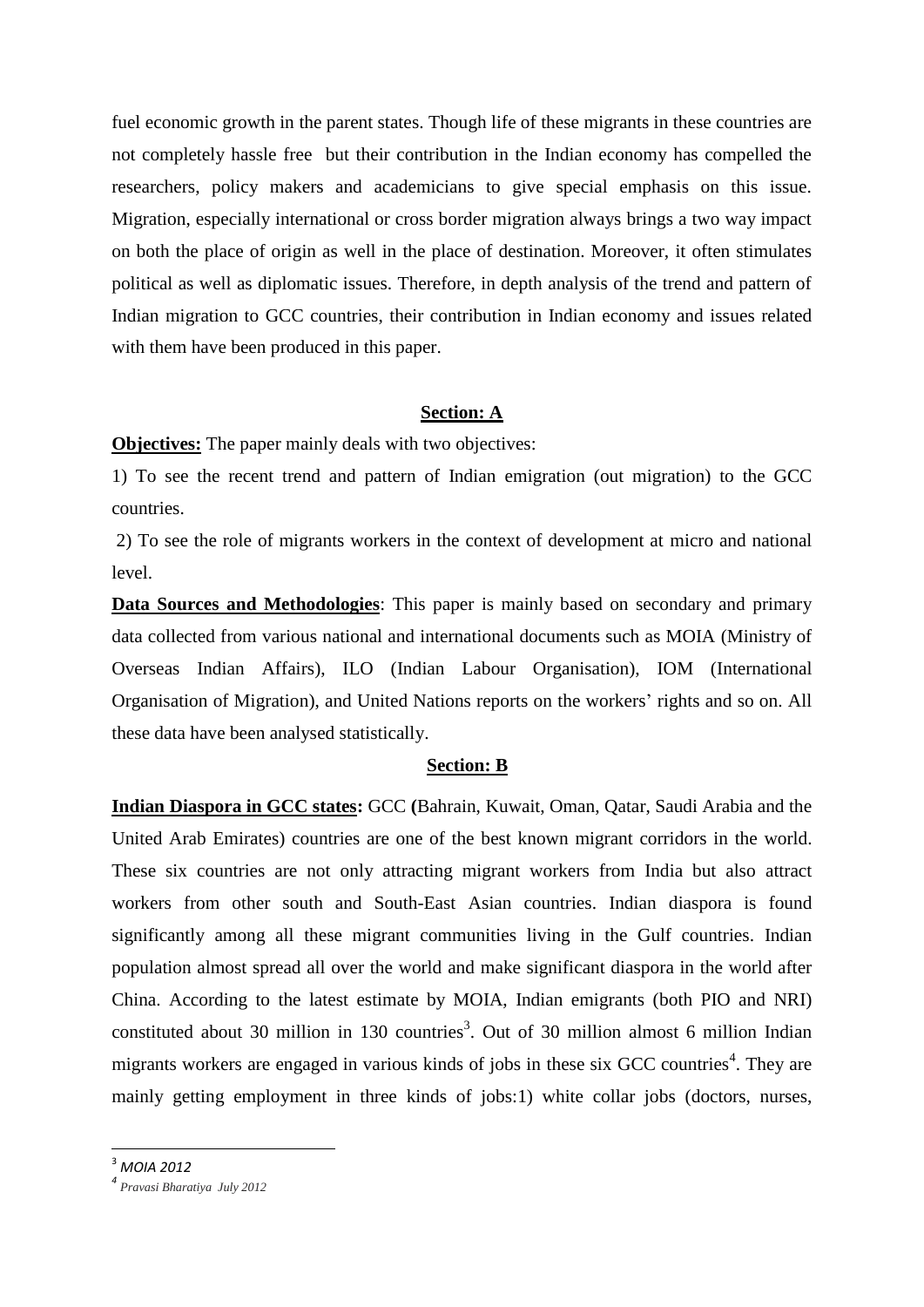fuel economic growth in the parent states. Though life of these migrants in these countries are not completely hassle free but their contribution in the Indian economy has compelled the researchers, policy makers and academicians to give special emphasis on this issue. Migration, especially international or cross border migration always brings a two way impact on both the place of origin as well in the place of destination. Moreover, it often stimulates political as well as diplomatic issues. Therefore, in depth analysis of the trend and pattern of Indian migration to GCC countries, their contribution in Indian economy and issues related with them have been produced in this paper.

## Section: A

**Objectives:** The paper mainly deals with two objectives:

1) To see the recent trend and pattern of Indian emigration (out migration) to the GCC countries.

2) To see the role of migrants workers in the context of development at micro and national level.

**Data Sources and Methodologies**: This paper is mainly based on secondary and primary data collected from various national and international documents such as MOIA (Ministry of Overseas Indian Affairs), ILO (Indian Labour Organisation), IOM (International Organisation of Migration), and United Nations reports on the workers' rights and so on. All these data have been analysed statistically.

## Section: B

**Indian Diaspora in GCC states:** GCC **(**Bahrain, Kuwait, Oman, Qatar, Saudi Arabia and the United Arab Emirates) countries are one of the best known migrant corridors in the world. These six countries are not only attracting migrant workers from India but also attract workers from other south and South-East Asian countries. Indian diaspora is found significantly among all these migrant communities living in the Gulf countries. Indian population almost spread all over the world and make significant diaspora in the world after China. According to the latest estimate by MOIA, Indian emigrants (both PIO and NRI) constituted about 30 million in 130 countries[3]. Out of 30 million almost 6 million Indian migrants workers are engaged in various kinds of jobs in these six GCC countries[4]. They are mainly getting employment in three kinds of jobs:1) white collar jobs (doctors, nurses,

[3] *MOIA 2012*

[4] *Pravasi Bharatiya July 2012*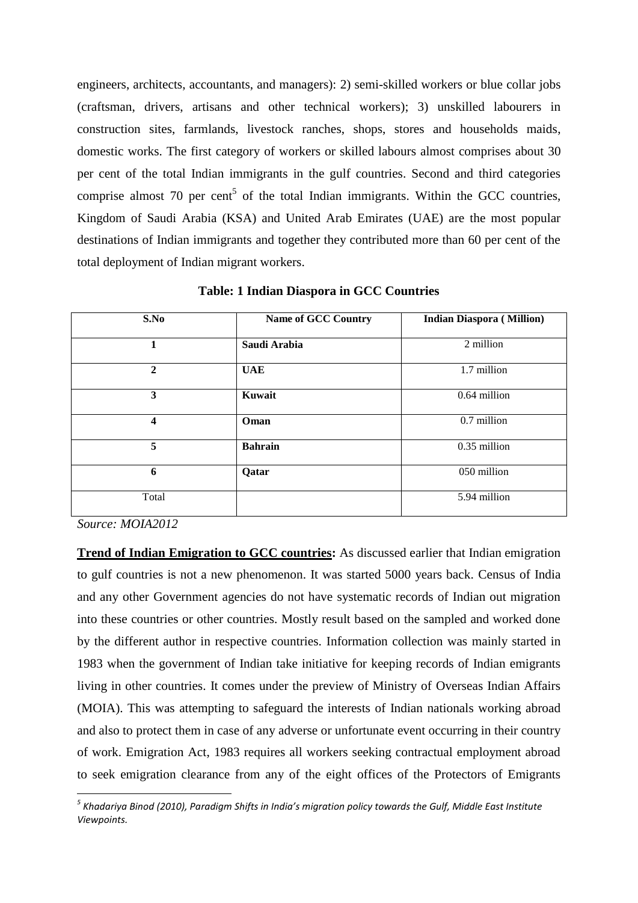engineers, architects, accountants, and managers): 2) semi-skilled workers or blue collar jobs (craftsman, drivers, artisans and other technical workers); 3) unskilled labourers in construction sites, farmlands, livestock ranches, shops, stores and households maids, domestic works. The first category of workers or skilled labours almost comprises about 30 per cent of the total Indian immigrants in the gulf countries. Second and third categories comprise almost 70 per cent[5] of the total Indian immigrants. Within the GCC countries, Kingdom of Saudi Arabia (KSA) and United Arab Emirates (UAE) are the most popular destinations of Indian immigrants and together they contributed more than 60 per cent of the total deployment of Indian migrant workers.

**Table: 1 Indian Diaspora in GCC Countries**

| S.No | Name of GCC Country | Indian Diaspora ( Million) |
|---|---|---|
| **1** | **Saudi Arabia** | 2 million |
| **2** | **UAE** | 1.7 million |
| **3** | **Kuwait** | 0.64 million |
| **4** | **Oman** | 0.7 million |
| **5** | **Bahrain** | 0.35 million |
| **6** | **Qatar** | 050 million |
| Total | | 5.94 million |

*Source: MOIA2012*

**Trend of Indian Emigration to GCC countries:** As discussed earlier that Indian emigration to gulf countries is not a new phenomenon. It was started 5000 years back. Census of India and any other Government agencies do not have systematic records of Indian out migration into these countries or other countries. Mostly result based on the sampled and worked done by the different author in respective countries. Information collection was mainly started in 1983 when the government of Indian take initiative for keeping records of Indian emigrants living in other countries. It comes under the preview of Ministry of Overseas Indian Affairs (MOIA). This was attempting to safeguard the interests of Indian nationals working abroad and also to protect them in case of any adverse or unfortunate event occurring in their country of work. Emigration Act, 1983 requires all workers seeking contractual employment abroad to seek emigration clearance from any of the eight offices of the Protectors of Emigrants

[5] *Khadariya Binod (2010), Paradigm Shifts in India's migration policy towards the Gulf, Middle East Institute Viewpoints.*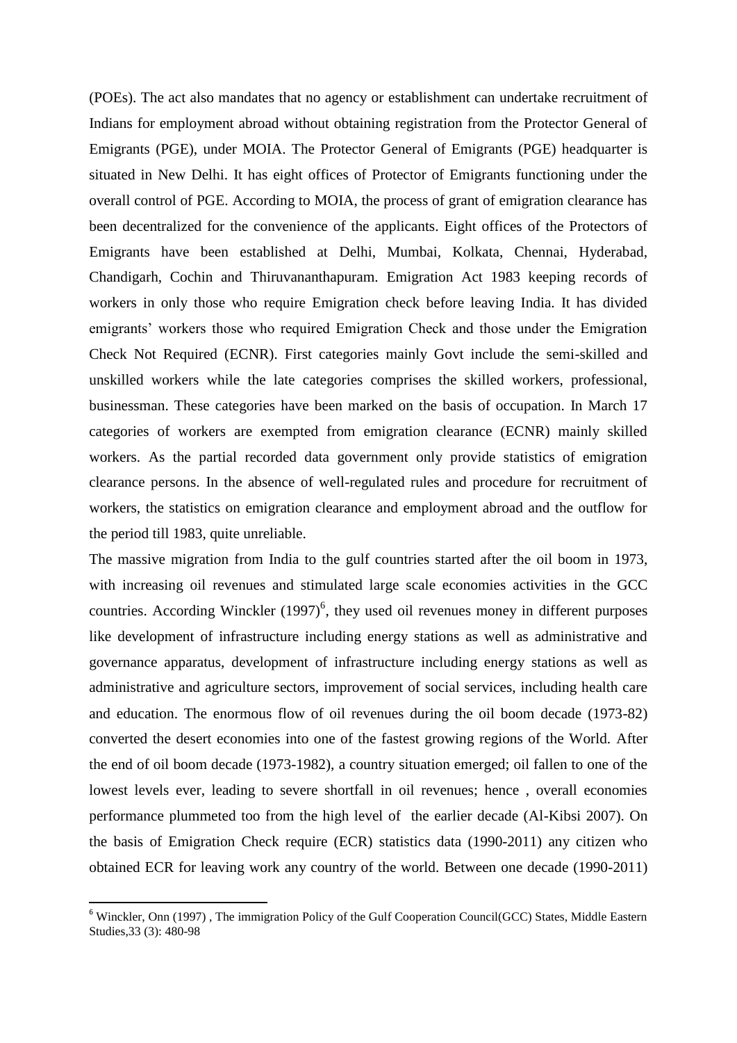(POEs). The act also mandates that no agency or establishment can undertake recruitment of Indians for employment abroad without obtaining registration from the Protector General of Emigrants (PGE), under MOIA. The Protector General of Emigrants (PGE) headquarter is situated in New Delhi. It has eight offices of Protector of Emigrants functioning under the overall control of PGE. According to MOIA, the process of grant of emigration clearance has been decentralized for the convenience of the applicants. Eight offices of the Protectors of Emigrants have been established at Delhi, Mumbai, Kolkata, Chennai, Hyderabad, Chandigarh, Cochin and Thiruvananthapuram. Emigration Act 1983 keeping records of workers in only those who require Emigration check before leaving India. It has divided emigrants' workers those who required Emigration Check and those under the Emigration Check Not Required (ECNR). First categories mainly Govt include the semi-skilled and unskilled workers while the late categories comprises the skilled workers, professional, businessman. These categories have been marked on the basis of occupation. In March 17 categories of workers are exempted from emigration clearance (ECNR) mainly skilled workers. As the partial recorded data government only provide statistics of emigration clearance persons. In the absence of well-regulated rules and procedure for recruitment of workers, the statistics on emigration clearance and employment abroad and the outflow for the period till 1983, quite unreliable.

The massive migration from India to the gulf countries started after the oil boom in 1973, with increasing oil revenues and stimulated large scale economies activities in the GCC countries. According Winckler (1997)[6], they used oil revenues money in different purposes like development of infrastructure including energy stations as well as administrative and governance apparatus, development of infrastructure including energy stations as well as administrative and agriculture sectors, improvement of social services, including health care and education. The enormous flow of oil revenues during the oil boom decade (1973-82) converted the desert economies into one of the fastest growing regions of the World. After the end of oil boom decade (1973-1982), a country situation emerged; oil fallen to one of the lowest levels ever, leading to severe shortfall in oil revenues; hence , overall economies performance plummeted too from the high level of the earlier decade (Al-Kibsi 2007). On the basis of Emigration Check require (ECR) statistics data (1990-2011) any citizen who obtained ECR for leaving work any country of the world. Between one decade (1990-2011)

[6] Winckler, Onn (1997) , The immigration Policy of the Gulf Cooperation Council(GCC) States, Middle Eastern Studies,33 (3): 480-98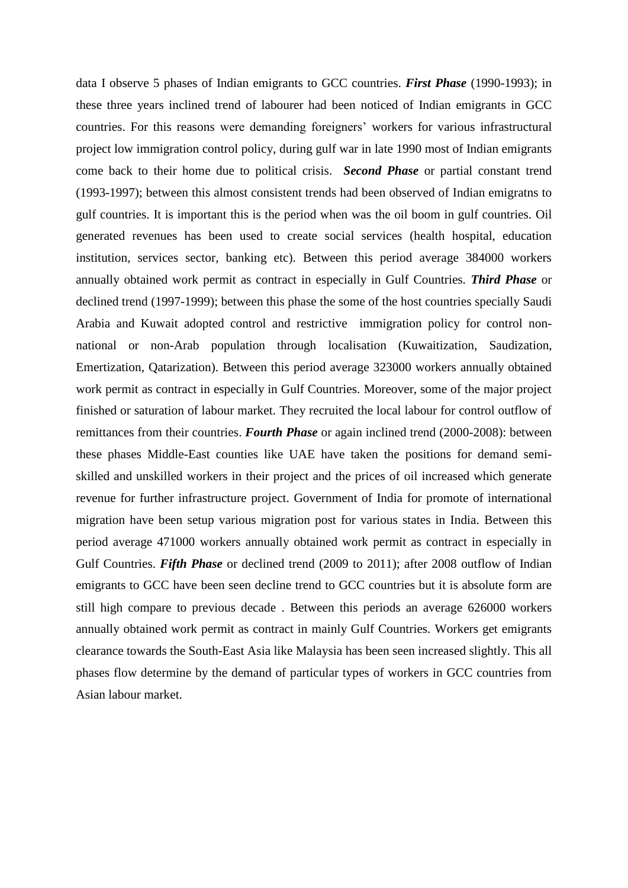data I observe 5 phases of Indian emigrants to GCC countries. ***First Phase*** (1990-1993); in these three years inclined trend of labourer had been noticed of Indian emigrants in GCC countries. For this reasons were demanding foreigners' workers for various infrastructural project low immigration control policy, during gulf war in late 1990 most of Indian emigrants come back to their home due to political crisis. ***Second Phase*** or partial constant trend (1993-1997); between this almost consistent trends had been observed of Indian emigratns to gulf countries. It is important this is the period when was the oil boom in gulf countries. Oil generated revenues has been used to create social services (health hospital, education institution, services sector, banking etc). Between this period average 384000 workers annually obtained work permit as contract in especially in Gulf Countries. ***Third Phase*** or declined trend (1997-1999); between this phase the some of the host countries specially Saudi Arabia and Kuwait adopted control and restrictive immigration policy for control non-national or non-Arab population through localisation (Kuwaitization, Saudization, Emertization, Qatarization). Between this period average 323000 workers annually obtained work permit as contract in especially in Gulf Countries. Moreover, some of the major project finished or saturation of labour market. They recruited the local labour for control outflow of remittances from their countries. ***Fourth Phase*** or again inclined trend (2000-2008): between these phases Middle-East counties like UAE have taken the positions for demand semi-skilled and unskilled workers in their project and the prices of oil increased which generate revenue for further infrastructure project. Government of India for promote of international migration have been setup various migration post for various states in India. Between this period average 471000 workers annually obtained work permit as contract in especially in Gulf Countries. ***Fifth Phase*** or declined trend (2009 to 2011); after 2008 outflow of Indian emigrants to GCC have been seen decline trend to GCC countries but it is absolute form are still high compare to previous decade . Between this periods an average 626000 workers annually obtained work permit as contract in mainly Gulf Countries. Workers get emigrants clearance towards the South-East Asia like Malaysia has been seen increased slightly. This all phases flow determine by the demand of particular types of workers in GCC countries from Asian labour market.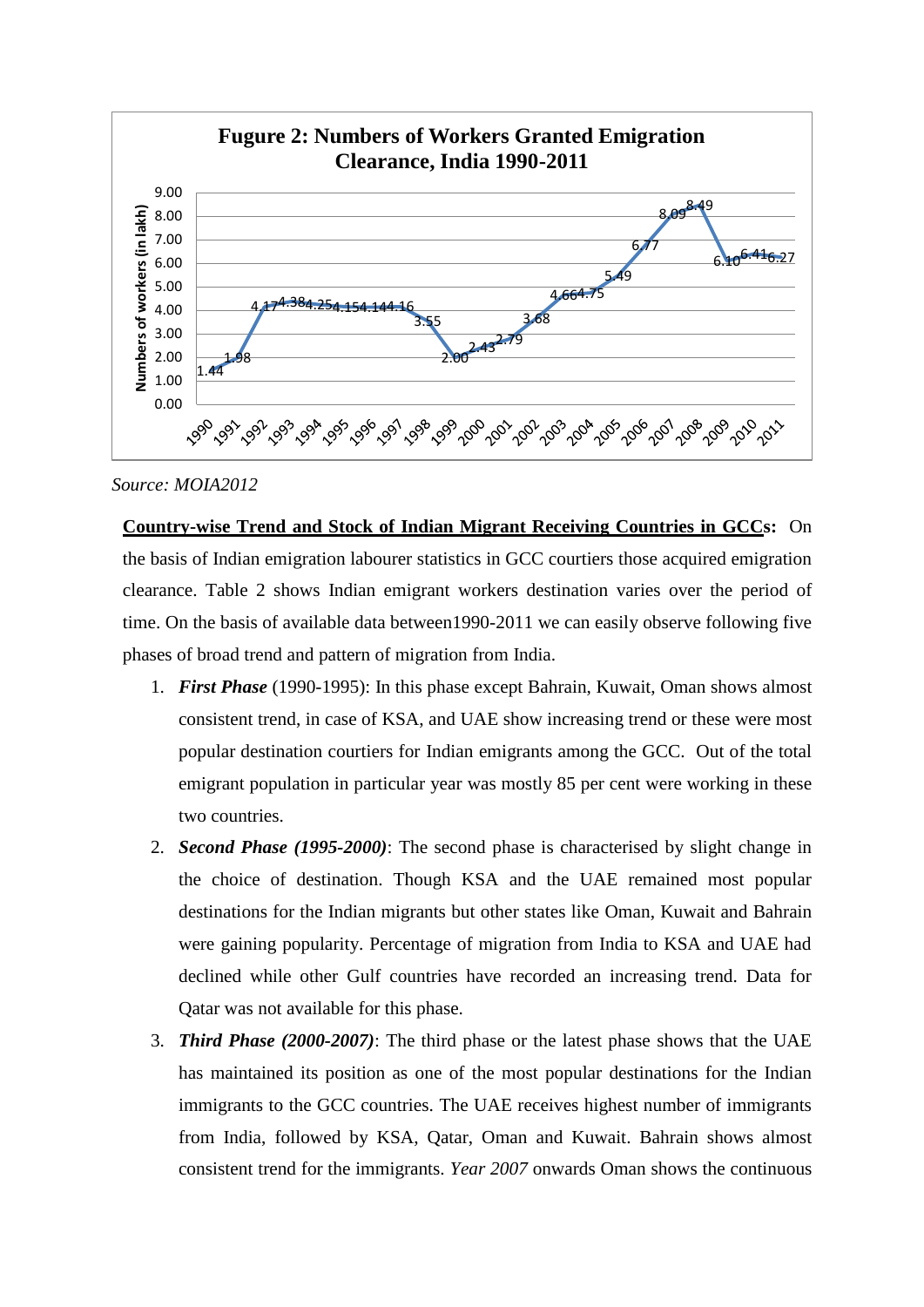**Fugure 2: Numbers of Workers Granted Emigration Clearance, India 1990-2011**

| Year | Numbers of workers (in lakh) |
|---|---|
| 1990 | 1.44 |
| 1991 | 1.98 |
| 1992 | 4.17 |
| 1993 | 4.38 |
| 1994 | 4.25 |
| 1995 | 4.15 |
| 1996 | 4.14 |
| 1997 | 4.16 |
| 1998 | 3.55 |
| 1999 | 2.00 |
| 2000 | 2.43 |
| 2001 | 2.79 |
| 2002 | 3.68 |
| 2003 | 4.66 |
| 2004 | 4.75 |
| 2005 | 5.49 |
| 2006 | 6.77 |
| 2007 | 8.09 |
| 2008 | 8.49 |
| 2009 | 6.10 |
| 2010 | 6.41 |
| 2011 | 6.27 |

*Source: MOIA2012*

**Country-wise Trend and Stock of Indian Migrant Receiving Countries in GCCs:** On the basis of Indian emigration labourer statistics in GCC courtiers those acquired emigration clearance. Table 2 shows Indian emigrant workers destination varies over the period of time. On the basis of available data between1990-2011 we can easily observe following five phases of broad trend and pattern of migration from India.

1. ***First Phase*** (1990-1995): In this phase except Bahrain, Kuwait, Oman shows almost consistent trend, in case of KSA, and UAE show increasing trend or these were most popular destination courtiers for Indian emigrants among the GCC. Out of the total emigrant population in particular year was mostly 85 per cent were working in these two countries.
2. ***Second Phase (1995-2000)***: The second phase is characterised by slight change in the choice of destination. Though KSA and the UAE remained most popular destinations for the Indian migrants but other states like Oman, Kuwait and Bahrain were gaining popularity. Percentage of migration from India to KSA and UAE had declined while other Gulf countries have recorded an increasing trend. Data for Qatar was not available for this phase.
3. ***Third Phase (2000-2007)***: The third phase or the latest phase shows that the UAE has maintained its position as one of the most popular destinations for the Indian immigrants to the GCC countries. The UAE receives highest number of immigrants from India, followed by KSA, Qatar, Oman and Kuwait. Bahrain shows almost consistent trend for the immigrants. *Year 2007* onwards Oman shows the continuous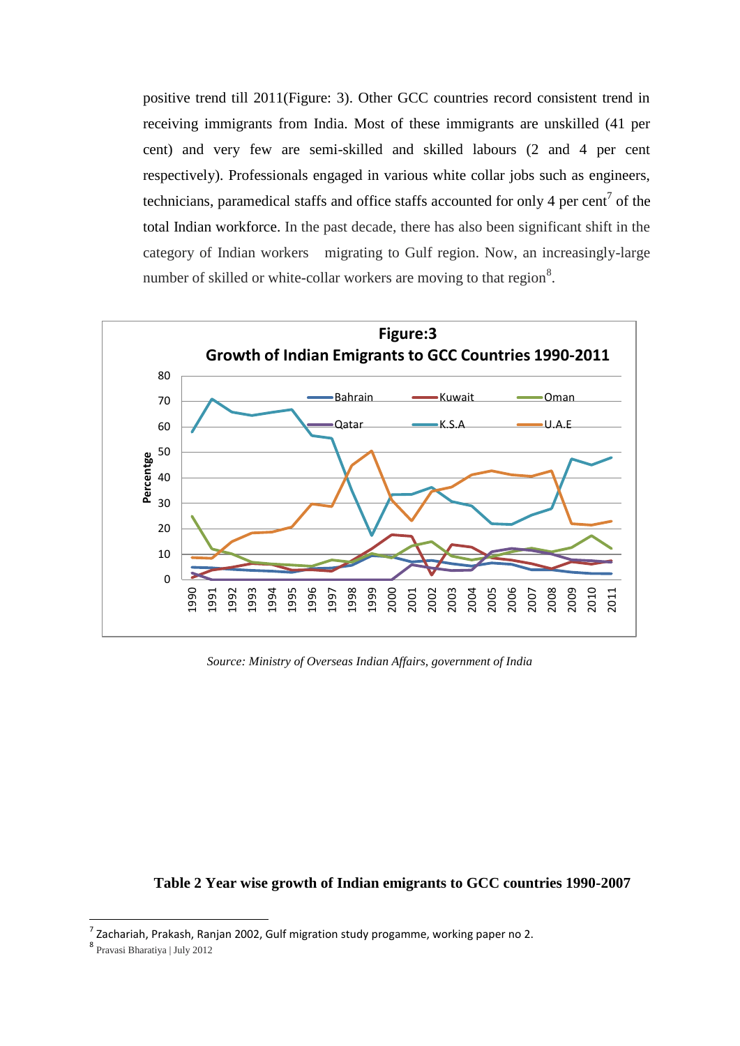positive trend till 2011(Figure: 3). Other GCC countries record consistent trend in receiving immigrants from India. Most of these immigrants are unskilled (41 per cent) and very few are semi-skilled and skilled labours (2 and 4 per cent respectively). Professionals engaged in various white collar jobs such as engineers, technicians, paramedical staffs and office staffs accounted for only 4 per cent[7] of the total Indian workforce. In the past decade, there has also been significant shift in the category of Indian workers migrating to Gulf region. Now, an increasingly-large number of skilled or white-collar workers are moving to that region[8].

**Figure:3**
**Growth of Indian Emigrants to GCC Countries 1990-2011**

*Source: Ministry of Overseas Indian Affairs, government of India*

**Table 2 Year wise growth of Indian emigrants to GCC countries 1990-2007**

[7] Zachariah, Prakash, Ranjan 2002, Gulf migration study progamme, working paper no 2.

[8] Pravasi Bharatiya | July 2012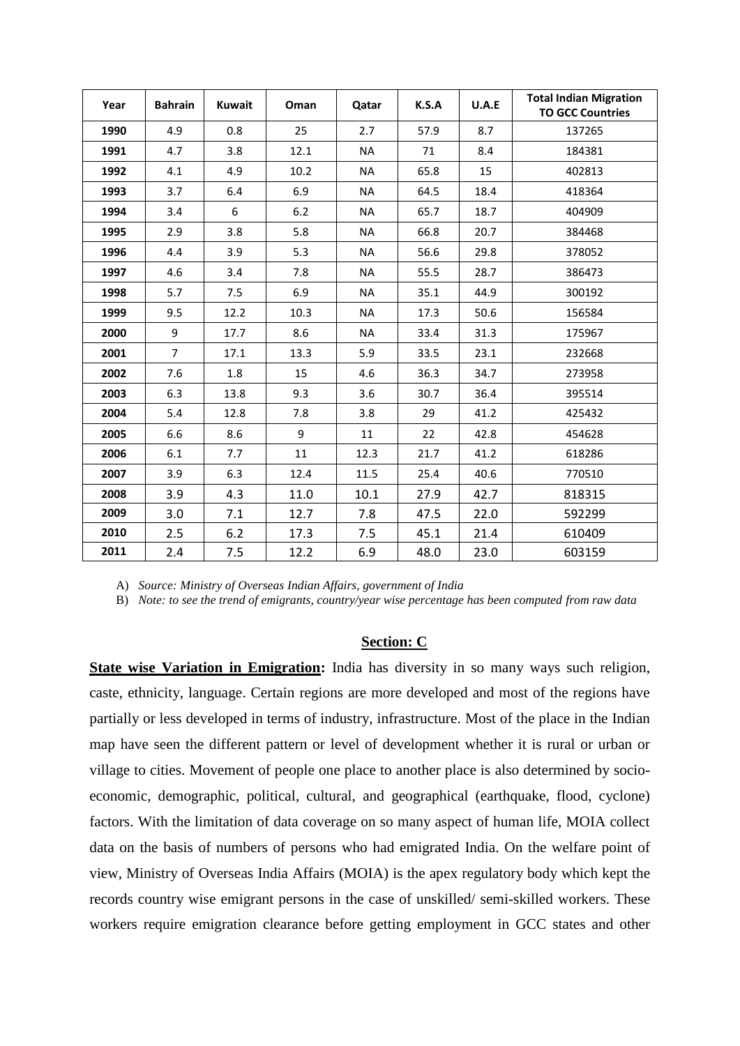| Year | Bahrain | Kuwait | Oman | Qatar | K.S.A | U.A.E | Total Indian Migration TO GCC Countries |
|---|---|---|---|---|---|---|---|
| 1990 | 4.9 | 0.8 | 25 | 2.7 | 57.9 | 8.7 | 137265 |
| 1991 | 4.7 | 3.8 | 12.1 | NA | 71 | 8.4 | 184381 |
| 1992 | 4.1 | 4.9 | 10.2 | NA | 65.8 | 15 | 402813 |
| 1993 | 3.7 | 6.4 | 6.9 | NA | 64.5 | 18.4 | 418364 |
| 1994 | 3.4 | 6 | 6.2 | NA | 65.7 | 18.7 | 404909 |
| 1995 | 2.9 | 3.8 | 5.8 | NA | 66.8 | 20.7 | 384468 |
| 1996 | 4.4 | 3.9 | 5.3 | NA | 56.6 | 29.8 | 378052 |
| 1997 | 4.6 | 3.4 | 7.8 | NA | 55.5 | 28.7 | 386473 |
| 1998 | 5.7 | 7.5 | 6.9 | NA | 35.1 | 44.9 | 300192 |
| 1999 | 9.5 | 12.2 | 10.3 | NA | 17.3 | 50.6 | 156584 |
| 2000 | 9 | 17.7 | 8.6 | NA | 33.4 | 31.3 | 175967 |
| 2001 | 7 | 17.1 | 13.3 | 5.9 | 33.5 | 23.1 | 232668 |
| 2002 | 7.6 | 1.8 | 15 | 4.6 | 36.3 | 34.7 | 273958 |
| 2003 | 6.3 | 13.8 | 9.3 | 3.6 | 30.7 | 36.4 | 395514 |
| 2004 | 5.4 | 12.8 | 7.8 | 3.8 | 29 | 41.2 | 425432 |
| 2005 | 6.6 | 8.6 | 9 | 11 | 22 | 42.8 | 454628 |
| 2006 | 6.1 | 7.7 | 11 | 12.3 | 21.7 | 41.2 | 618286 |
| 2007 | 3.9 | 6.3 | 12.4 | 11.5 | 25.4 | 40.6 | 770510 |
| 2008 | 3.9 | 4.3 | 11.0 | 10.1 | 27.9 | 42.7 | 818315 |
| 2009 | 3.0 | 7.1 | 12.7 | 7.8 | 47.5 | 22.0 | 592299 |
| 2010 | 2.5 | 6.2 | 17.3 | 7.5 | 45.1 | 21.4 | 610409 |
| 2011 | 2.4 | 7.5 | 12.2 | 6.9 | 48.0 | 23.0 | 603159 |

A) *Source: Ministry of Overseas Indian Affairs, government of India*

B) *Note: to see the trend of emigrants, country/year wise percentage has been computed from raw data*

## Section: C

**State wise Variation in Emigration:** India has diversity in so many ways such religion, caste, ethnicity, language. Certain regions are more developed and most of the regions have partially or less developed in terms of industry, infrastructure. Most of the place in the Indian map have seen the different pattern or level of development whether it is rural or urban or village to cities. Movement of people one place to another place is also determined by socio-economic, demographic, political, cultural, and geographical (earthquake, flood, cyclone) factors. With the limitation of data coverage on so many aspect of human life, MOIA collect data on the basis of numbers of persons who had emigrated India. On the welfare point of view, Ministry of Overseas India Affairs (MOIA) is the apex regulatory body which kept the records country wise emigrant persons in the case of unskilled/ semi-skilled workers. These workers require emigration clearance before getting employment in GCC states and other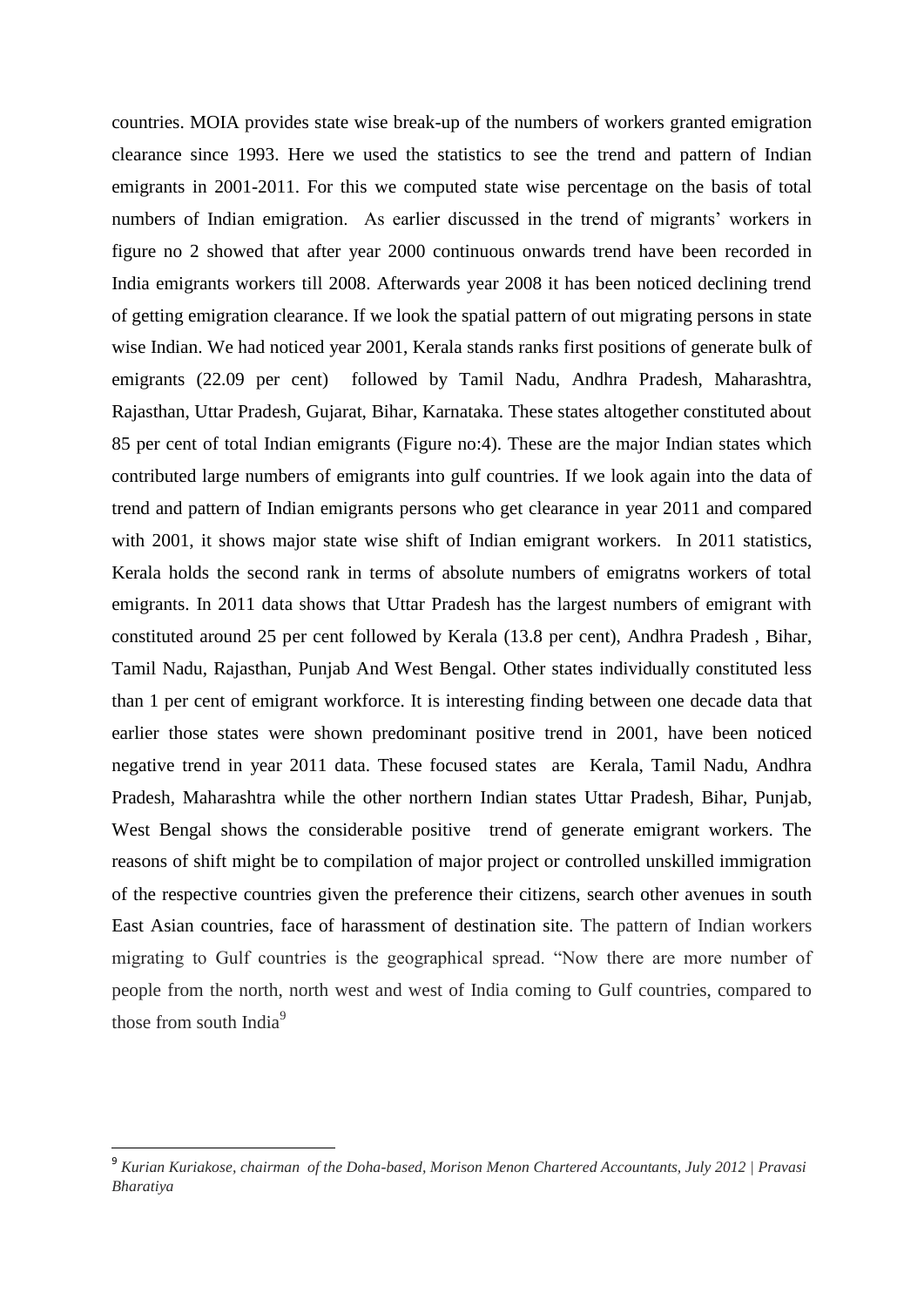countries. MOIA provides state wise break-up of the numbers of workers granted emigration clearance since 1993. Here we used the statistics to see the trend and pattern of Indian emigrants in 2001-2011. For this we computed state wise percentage on the basis of total numbers of Indian emigration. As earlier discussed in the trend of migrants' workers in figure no 2 showed that after year 2000 continuous onwards trend have been recorded in India emigrants workers till 2008. Afterwards year 2008 it has been noticed declining trend of getting emigration clearance. If we look the spatial pattern of out migrating persons in state wise Indian. We had noticed year 2001, Kerala stands ranks first positions of generate bulk of emigrants (22.09 per cent) followed by Tamil Nadu, Andhra Pradesh, Maharashtra, Rajasthan, Uttar Pradesh, Gujarat, Bihar, Karnataka. These states altogether constituted about 85 per cent of total Indian emigrants (Figure no:4). These are the major Indian states which contributed large numbers of emigrants into gulf countries. If we look again into the data of trend and pattern of Indian emigrants persons who get clearance in year 2011 and compared with 2001, it shows major state wise shift of Indian emigrant workers. In 2011 statistics, Kerala holds the second rank in terms of absolute numbers of emigratns workers of total emigrants. In 2011 data shows that Uttar Pradesh has the largest numbers of emigrant with constituted around 25 per cent followed by Kerala (13.8 per cent), Andhra Pradesh , Bihar, Tamil Nadu, Rajasthan, Punjab And West Bengal. Other states individually constituted less than 1 per cent of emigrant workforce. It is interesting finding between one decade data that earlier those states were shown predominant positive trend in 2001, have been noticed negative trend in year 2011 data. These focused states are Kerala, Tamil Nadu, Andhra Pradesh, Maharashtra while the other northern Indian states Uttar Pradesh, Bihar, Punjab, West Bengal shows the considerable positive trend of generate emigrant workers. The reasons of shift might be to compilation of major project or controlled unskilled immigration of the respective countries given the preference their citizens, search other avenues in south East Asian countries, face of harassment of destination site. The pattern of Indian workers migrating to Gulf countries is the geographical spread. "Now there are more number of people from the north, north west and west of India coming to Gulf countries, compared to those from south India[9]

---

[9] *Kurian Kuriakose, chairman of the Doha-based, Morison Menon Chartered Accountants, July 2012 | Pravasi Bharatiya*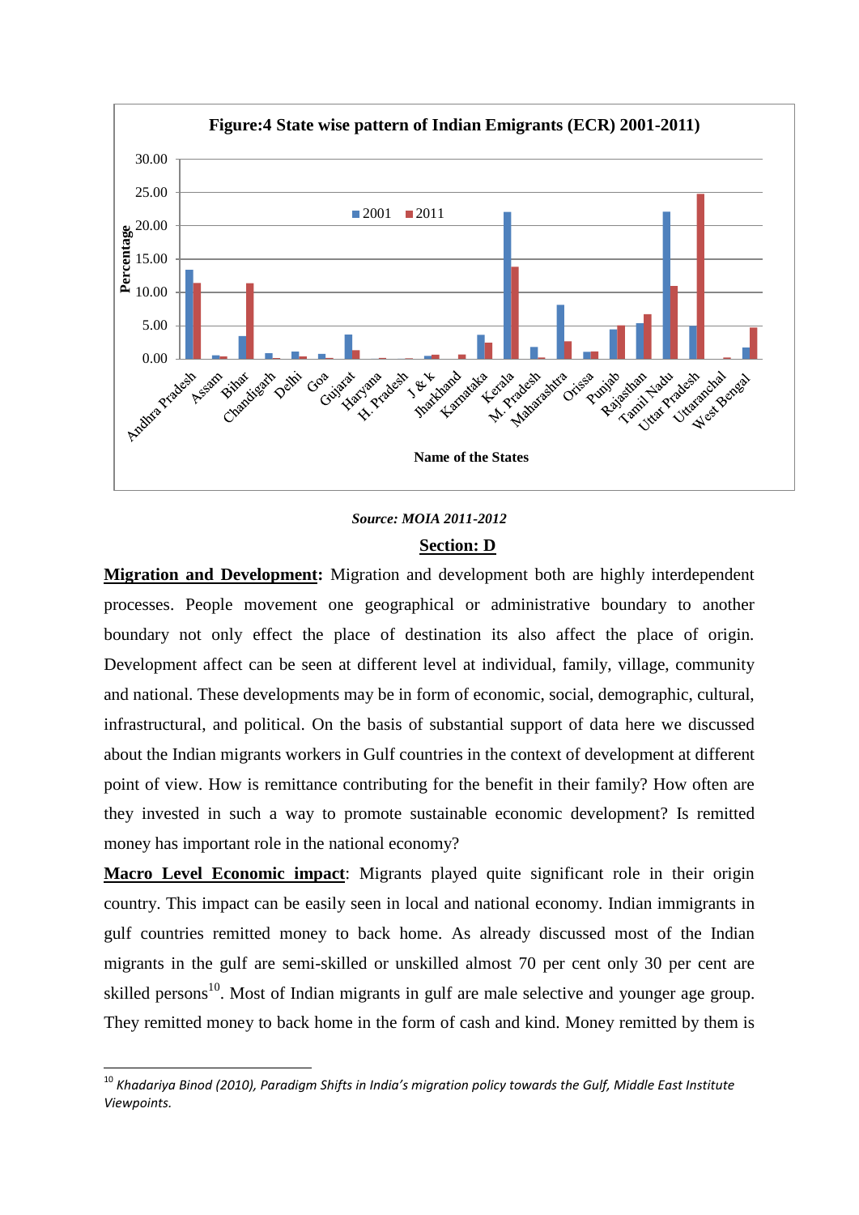**Figure:4 State wise pattern of Indian Emigrants (ECR) 2001-2011**

*Source: MOIA 2011-2012*

## Section: D

**Migration and Development:** Migration and development both are highly interdependent processes. People movement one geographical or administrative boundary to another boundary not only effect the place of destination its also affect the place of origin. Development affect can be seen at different level at individual, family, village, community and national. These developments may be in form of economic, social, demographic, cultural, infrastructural, and political. On the basis of substantial support of data here we discussed about the Indian migrants workers in Gulf countries in the context of development at different point of view. How is remittance contributing for the benefit in their family? How often are they invested in such a way to promote sustainable economic development? Is remitted money has important role in the national economy?

**Macro Level Economic impact**: Migrants played quite significant role in their origin country. This impact can be easily seen in local and national economy. Indian immigrants in gulf countries remitted money to back home. As already discussed most of the Indian migrants in the gulf are semi-skilled or unskilled almost 70 per cent only 30 per cent are skilled persons[10]. Most of Indian migrants in gulf are male selective and younger age group. They remitted money to back home in the form of cash and kind. Money remitted by them is

---

[10] *Khadariya Binod (2010), Paradigm Shifts in India's migration policy towards the Gulf, Middle East Institute Viewpoints.*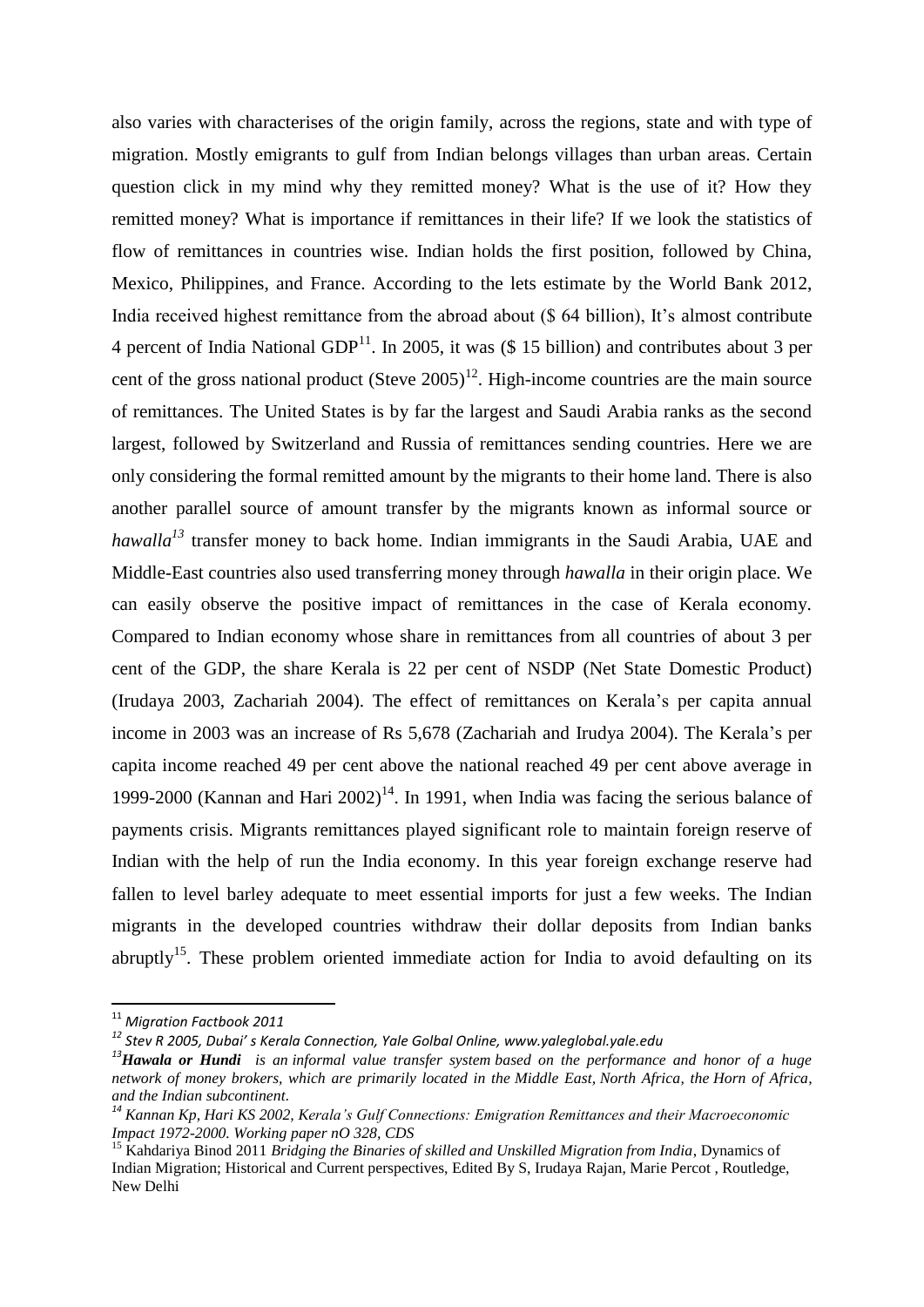also varies with characterises of the origin family, across the regions, state and with type of migration. Mostly emigrants to gulf from Indian belongs villages than urban areas. Certain question click in my mind why they remitted money? What is the use of it? How they remitted money? What is importance if remittances in their life? If we look the statistics of flow of remittances in countries wise. Indian holds the first position, followed by China, Mexico, Philippines, and France. According to the lets estimate by the World Bank 2012, India received highest remittance from the abroad about ($ 64 billion), It's almost contribute 4 percent of India National GDP[11]. In 2005, it was ($ 15 billion) and contributes about 3 per cent of the gross national product (Steve 2005)[12]. High-income countries are the main source of remittances. The United States is by far the largest and Saudi Arabia ranks as the second largest, followed by Switzerland and Russia of remittances sending countries. Here we are only considering the formal remitted amount by the migrants to their home land. There is also another parallel source of amount transfer by the migrants known as informal source or *hawalla*[13] transfer money to back home. Indian immigrants in the Saudi Arabia, UAE and Middle-East countries also used transferring money through *hawalla* in their origin place. We can easily observe the positive impact of remittances in the case of Kerala economy. Compared to Indian economy whose share in remittances from all countries of about 3 per cent of the GDP, the share Kerala is 22 per cent of NSDP (Net State Domestic Product) (Irudaya 2003, Zachariah 2004). The effect of remittances on Kerala's per capita annual income in 2003 was an increase of Rs 5,678 (Zachariah and Irudya 2004). The Kerala's per capita income reached 49 per cent above the national reached 49 per cent above average in 1999-2000 (Kannan and Hari 2002)[14]. In 1991, when India was facing the serious balance of payments crisis. Migrants remittances played significant role to maintain foreign reserve of Indian with the help of run the India economy. In this year foreign exchange reserve had fallen to level barley adequate to meet essential imports for just a few weeks. The Indian migrants in the developed countries withdraw their dollar deposits from Indian banks abruptly[15]. These problem oriented immediate action for India to avoid defaulting on its

---

[11] *Migration Factbook 2011*

[12] *Stev R 2005, Dubai' s Kerala Connection, Yale Golbal Online, www.yaleglobal.yale.edu*

[13] ***Hawala or Hundi*** *is an informal value transfer system based on the performance and honor of a huge network of money brokers, which are primarily located in the Middle East, North Africa, the Horn of Africa, and the Indian subcontinent.*

[14] *Kannan Kp, Hari KS 2002, Kerala's Gulf Connections: Emigration Remittances and their Macroeconomic Impact 1972-2000. Working paper nO 328, CDS*

[15] Kahdariya Binod 2011 *Bridging the Binaries of skilled and Unskilled Migration from India*, Dynamics of Indian Migration; Historical and Current perspectives, Edited By S, Irudaya Rajan, Marie Percot , Routledge, New Delhi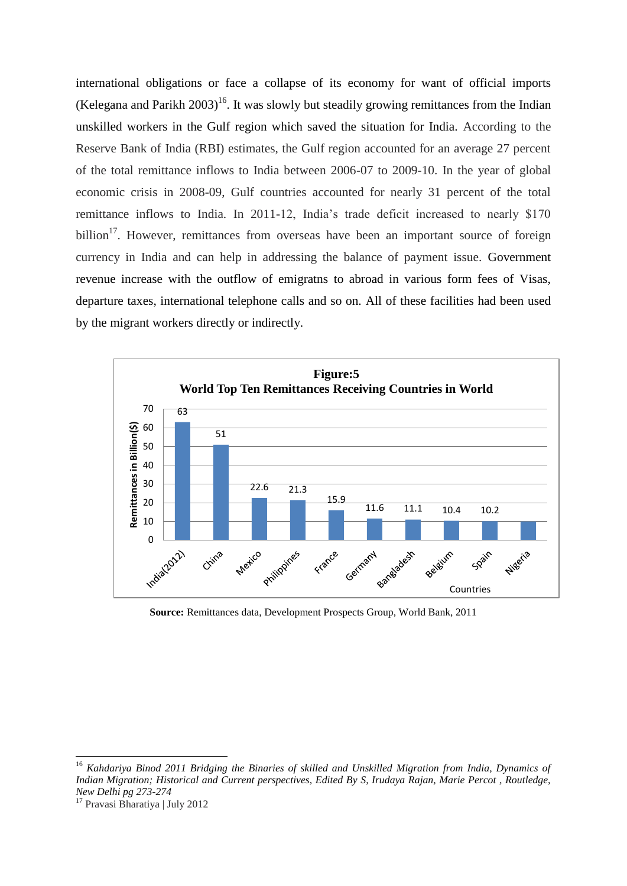international obligations or face a collapse of its economy for want of official imports (Kelegana and Parikh 2003)[16]. It was slowly but steadily growing remittances from the Indian unskilled workers in the Gulf region which saved the situation for India. According to the Reserve Bank of India (RBI) estimates, the Gulf region accounted for an average 27 percent of the total remittance inflows to India between 2006-07 to 2009-10. In the year of global economic crisis in 2008-09, Gulf countries accounted for nearly 31 percent of the total remittance inflows to India. In 2011-12, India's trade deficit increased to nearly $170 billion[17]. However, remittances from overseas have been an important source of foreign currency in India and can help in addressing the balance of payment issue. Government revenue increase with the outflow of emigratns to abroad in various form fees of Visas, departure taxes, international telephone calls and so on. All of these facilities had been used by the migrant workers directly or indirectly.

**Figure:5**
**World Top Ten Remittances Receiving Countries in World**

| Countries | Remittances in Billion($) |
|---|---|
| India(2012) | 63 |
| China | 51 |
| Mexico | 22.6 |
| Philippines | 21.3 |
| France | 15.9 |
| Germany | 11.6 |
| Bangladesh | 11.1 |
| Belgium | 10.4 |
| Spain | 10.2 |
| Nigeria | |

**Source:** Remittances data, Development Prospects Group, World Bank, 2011

---

[16] *Kahdariya Binod 2011 Bridging the Binaries of skilled and Unskilled Migration from India, Dynamics of Indian Migration; Historical and Current perspectives, Edited By S, Irudaya Rajan, Marie Percot , Routledge, New Delhi pg 273-274*

[17] Pravasi Bharatiya | July 2012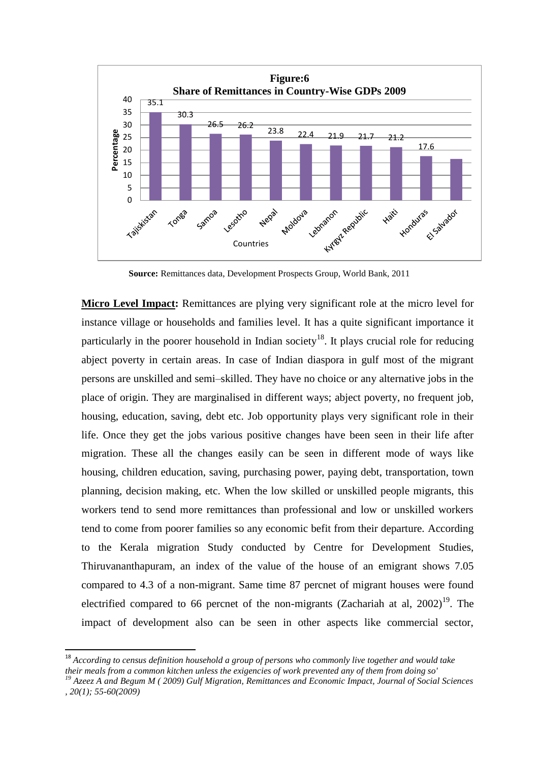**Figure:6**
**Share of Remittances in Country-Wise GDPs 2009**

| Country | Percentage |
|---|---|
| Tajiskistan | 35.1 |
| Tonga | 30.3 |
| Samoa | 26.5 |
| Lesotho | 26.2 |
| Nepal | 23.8 |
| Moldova | 22.4 |
| Lebnanon | 21.9 |
| Kyrgyz Republic | 21.7 |
| Haiti | 21.2 |
| Honduras | 17.6 |
| El Salvador | |

**Source:** Remittances data, Development Prospects Group, World Bank, 2011

**Micro Level Impact:** Remittances are plying very significant role at the micro level for instance village or households and families level. It has a quite significant importance it particularly in the poorer household in Indian society[18]. It plays crucial role for reducing abject poverty in certain areas. In case of Indian diaspora in gulf most of the migrant persons are unskilled and semi–skilled. They have no choice or any alternative jobs in the place of origin. They are marginalised in different ways; abject poverty, no frequent job, housing, education, saving, debt etc. Job opportunity plays very significant role in their life. Once they get the jobs various positive changes have been seen in their life after migration. These all the changes easily can be seen in different mode of ways like housing, children education, saving, purchasing power, paying debt, transportation, town planning, decision making, etc. When the low skilled or unskilled people migrants, this workers tend to send more remittances than professional and low or unskilled workers tend to come from poorer families so any economic befit from their departure. According to the Kerala migration Study conducted by Centre for Development Studies, Thiruvananthapuram, an index of the value of the house of an emigrant shows 7.05 compared to 4.3 of a non-migrant. Same time 87 percnet of migrant houses were found electrified compared to 66 percnet of the non-migrants (Zachariah at al, 2002)[19]. The impact of development also can be seen in other aspects like commercial sector,

---

[18] *According to census definition household a group of persons who commonly live together and would take their meals from a common kitchen unless the exigencies of work prevented any of them from doing so'*

[19] *Azeez A and Begum M ( 2009) Gulf Migration, Remittances and Economic Impact, Journal of Social Sciences , 20(1); 55-60(2009)*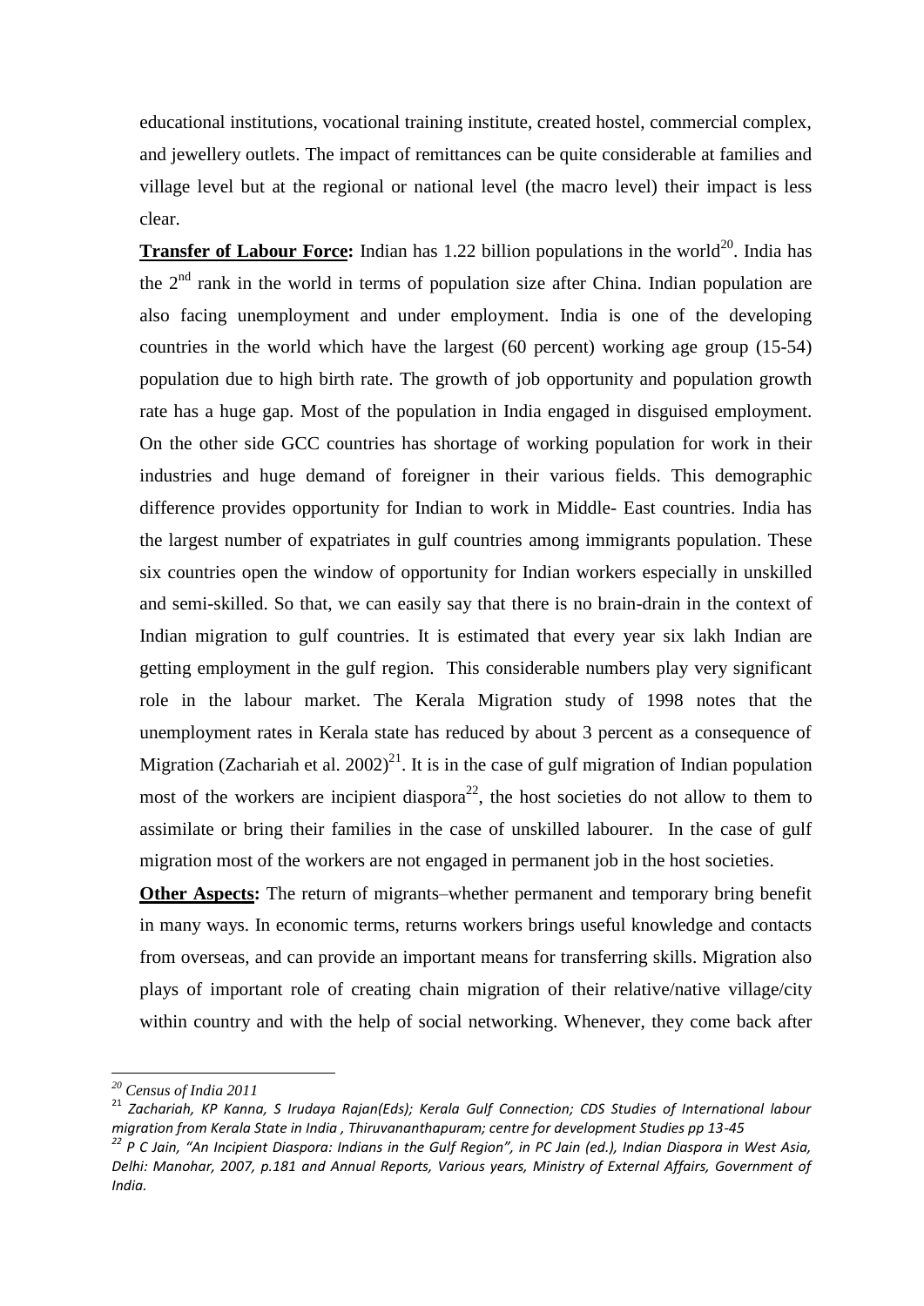educational institutions, vocational training institute, created hostel, commercial complex, and jewellery outlets. The impact of remittances can be quite considerable at families and village level but at the regional or national level (the macro level) their impact is less clear.

**Transfer of Labour Force:** Indian has 1.22 billion populations in the world[20]. India has the 2nd rank in the world in terms of population size after China. Indian population are also facing unemployment and under employment. India is one of the developing countries in the world which have the largest (60 percent) working age group (15-54) population due to high birth rate. The growth of job opportunity and population growth rate has a huge gap. Most of the population in India engaged in disguised employment. On the other side GCC countries has shortage of working population for work in their industries and huge demand of foreigner in their various fields. This demographic difference provides opportunity for Indian to work in Middle- East countries. India has the largest number of expatriates in gulf countries among immigrants population. These six countries open the window of opportunity for Indian workers especially in unskilled and semi-skilled. So that, we can easily say that there is no brain-drain in the context of Indian migration to gulf countries. It is estimated that every year six lakh Indian are getting employment in the gulf region. This considerable numbers play very significant role in the labour market. The Kerala Migration study of 1998 notes that the unemployment rates in Kerala state has reduced by about 3 percent as a consequence of Migration (Zachariah et al. 2002)[21]. It is in the case of gulf migration of Indian population most of the workers are incipient diaspora[22], the host societies do not allow to them to assimilate or bring their families in the case of unskilled labourer. In the case of gulf migration most of the workers are not engaged in permanent job in the host societies.

**Other Aspects:** The return of migrants–whether permanent and temporary bring benefit in many ways. In economic terms, returns workers brings useful knowledge and contacts from overseas, and can provide an important means for transferring skills. Migration also plays of important role of creating chain migration of their relative/native village/city within country and with the help of social networking. Whenever, they come back after

---

[20] *Census of India 2011*

[21] *Zachariah, KP Kanna, S Irudaya Rajan(Eds); Kerala Gulf Connection; CDS Studies of International labour migration from Kerala State in India , Thiruvananthapuram; centre for development Studies pp 13-45*

[22] *P C Jain, "An Incipient Diaspora: Indians in the Gulf Region", in PC Jain (ed.), Indian Diaspora in West Asia, Delhi: Manohar, 2007, p.181 and Annual Reports, Various years, Ministry of External Affairs, Government of India.*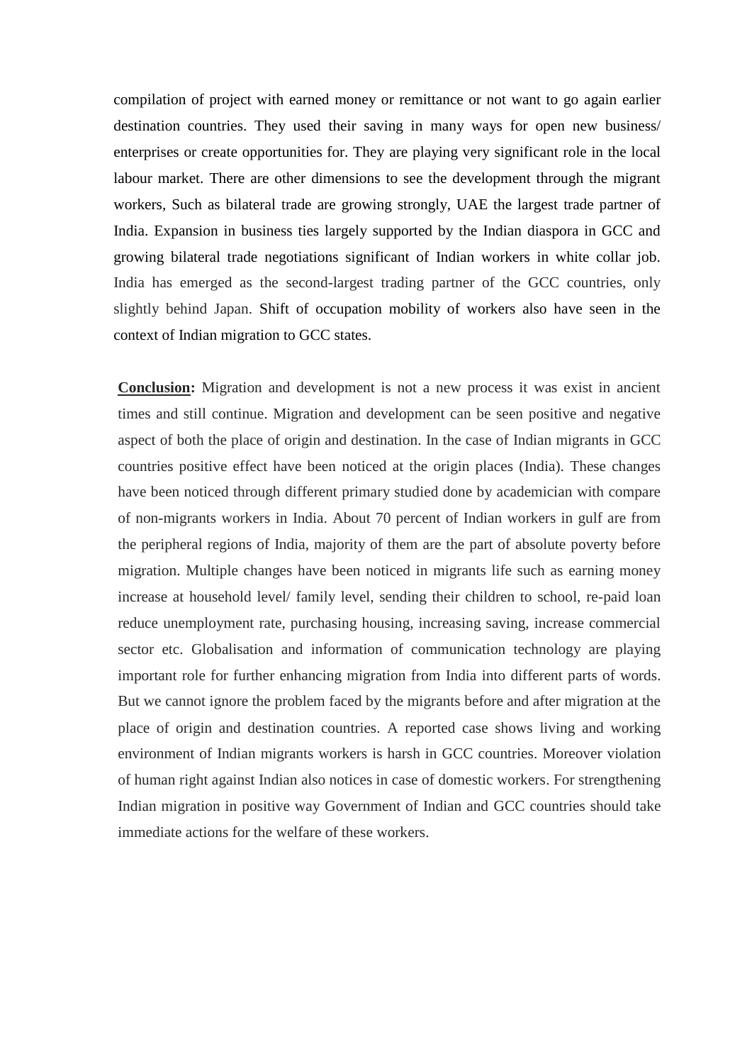compilation of project with earned money or remittance or not want to go again earlier destination countries. They used their saving in many ways for open new business/ enterprises or create opportunities for. They are playing very significant role in the local labour market. There are other dimensions to see the development through the migrant workers, Such as bilateral trade are growing strongly, UAE the largest trade partner of India. Expansion in business ties largely supported by the Indian diaspora in GCC and growing bilateral trade negotiations significant of Indian workers in white collar job. India has emerged as the second-largest trading partner of the GCC countries, only slightly behind Japan. Shift of occupation mobility of workers also have seen in the context of Indian migration to GCC states.

**Conclusion:** Migration and development is not a new process it was exist in ancient times and still continue. Migration and development can be seen positive and negative aspect of both the place of origin and destination. In the case of Indian migrants in GCC countries positive effect have been noticed at the origin places (India). These changes have been noticed through different primary studied done by academician with compare of non-migrants workers in India. About 70 percent of Indian workers in gulf are from the peripheral regions of India, majority of them are the part of absolute poverty before migration. Multiple changes have been noticed in migrants life such as earning money increase at household level/ family level, sending their children to school, re-paid loan reduce unemployment rate, purchasing housing, increasing saving, increase commercial sector etc. Globalisation and information of communication technology are playing important role for further enhancing migration from India into different parts of words. But we cannot ignore the problem faced by the migrants before and after migration at the place of origin and destination countries. A reported case shows living and working environment of Indian migrants workers is harsh in GCC countries. Moreover violation of human right against Indian also notices in case of domestic workers. For strengthening Indian migration in positive way Government of Indian and GCC countries should take immediate actions for the welfare of these workers.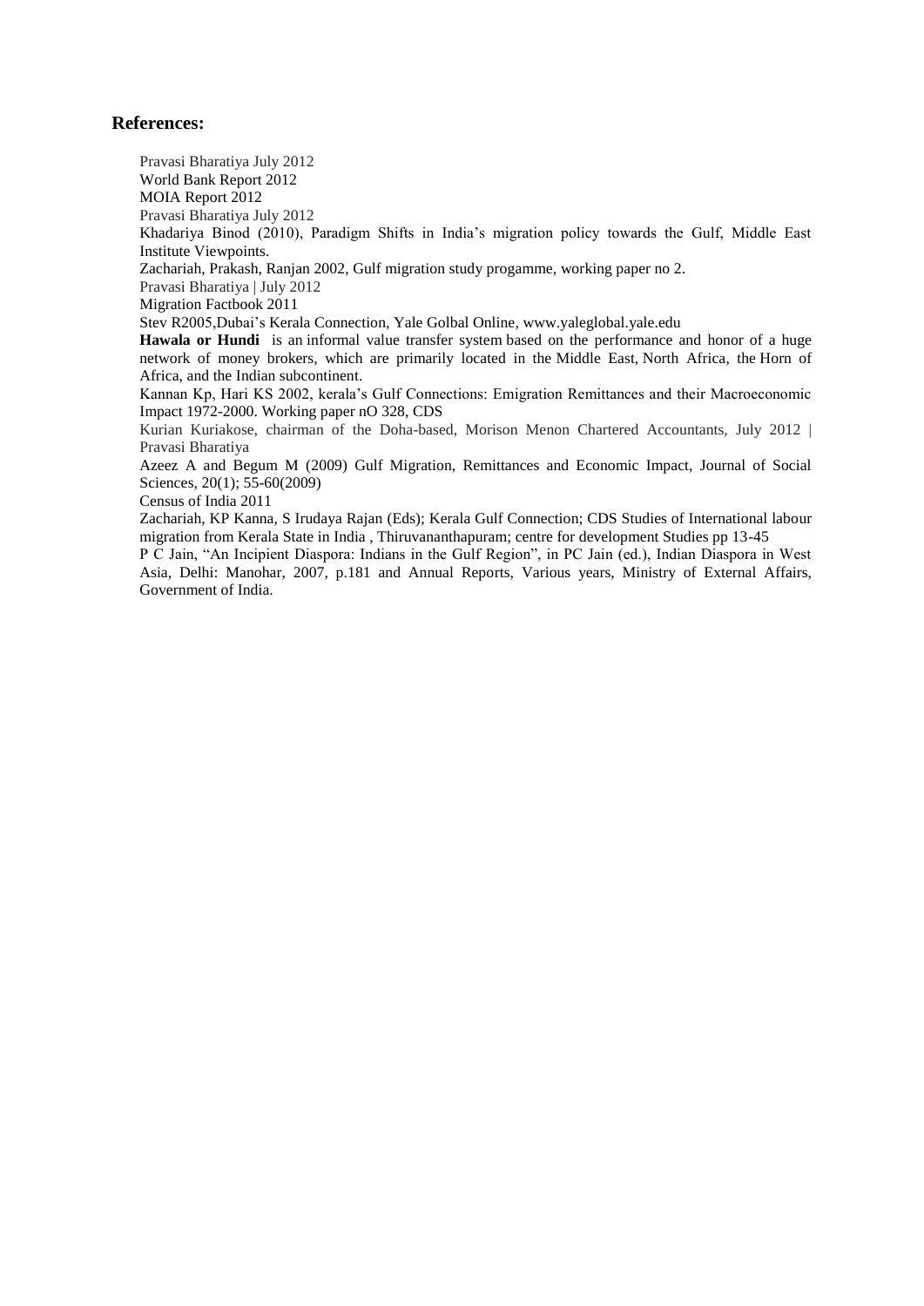## References:

Pravasi Bharatiya July 2012

World Bank Report 2012

MOIA Report 2012

Pravasi Bharatiya July 2012

Khadariya Binod (2010), Paradigm Shifts in India's migration policy towards the Gulf, Middle East Institute Viewpoints.

Zachariah, Prakash, Ranjan 2002, Gulf migration study progamme, working paper no 2.

Pravasi Bharatiya | July 2012

Migration Factbook 2011

Stev R2005,Dubai's Kerala Connection, Yale Golbal Online, www.yaleglobal.yale.edu

**Hawala or Hundi** is an informal value transfer system based on the performance and honor of a huge network of money brokers, which are primarily located in the Middle East, North Africa, the Horn of Africa, and the Indian subcontinent.

Kannan Kp, Hari KS 2002, kerala's Gulf Connections: Emigration Remittances and their Macroeconomic Impact 1972-2000. Working paper nO 328, CDS

Kurian Kuriakose, chairman of the Doha-based, Morison Menon Chartered Accountants, July 2012 | Pravasi Bharatiya

Azeez A and Begum M (2009) Gulf Migration, Remittances and Economic Impact, Journal of Social Sciences, 20(1); 55-60(2009)

Census of India 2011

Zachariah, KP Kanna, S Irudaya Rajan (Eds); Kerala Gulf Connection; CDS Studies of International labour migration from Kerala State in India , Thiruvananthapuram; centre for development Studies pp 13-45

P C Jain, "An Incipient Diaspora: Indians in the Gulf Region", in PC Jain (ed.), Indian Diaspora in West Asia, Delhi: Manohar, 2007, p.181 and Annual Reports, Various years, Ministry of External Affairs, Government of India.